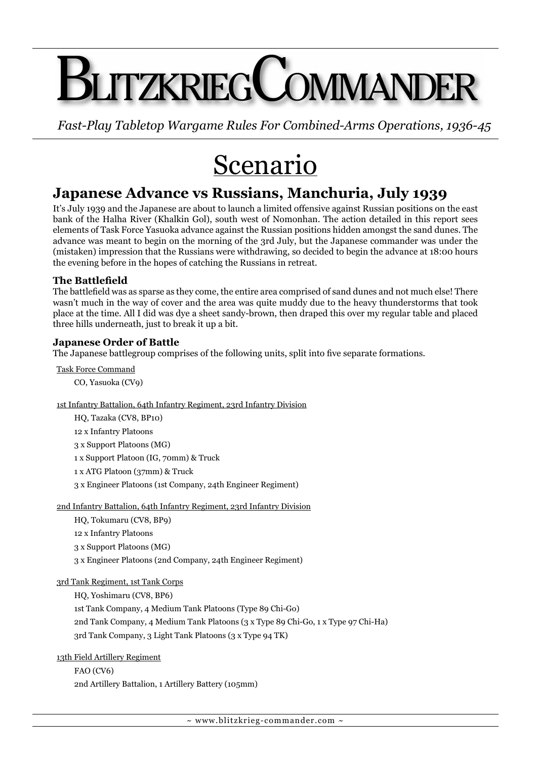# BLITZKRIEG COMMANDER

*Fast-Play Tabletop Wargame Rules For Combined-Arms Operations, 1936-45*

# Scenario

## Japanese Advance vs Russians, Manchuria, July 1939

It's July 1939 and the Japanese are about to launch a limited offensive against Russian positions on the east bank of the Halha River (Khalkin Gol), south west of Nomonhan. The action detailed in this report sees elements of Task Force Yasuoka advance against the Russian positions hidden amongst the sand dunes. The advance was meant to begin on the morning of the 3rd July, but the Japanese commander was under the (mistaken) impression that the Russians were withdrawing, so decided to begin the advance at 18:00 hours the evening before in the hopes of catching the Russians in retreat.

### The Battlefield

The battlefield was as sparse as they come, the entire area comprised of sand dunes and not much else! There wasn't much in the way of cover and the area was quite muddy due to the heavy thunderstorms that took place at the time. All I did was dye a sheet sandy-brown, then draped this over my regular table and placed three hills underneath, just to break it up a bit.

### Japanese Order of Battle

The Japanese battlegroup comprises of the following units, split into five separate formations.

Task Force Command

- CO, Yasuoka (CV9)

1st Infantry Battalion, 64th Infantry Regiment, 23rd Infantry Division

- HQ, Tazaka (CV8, BP10)
- 12 x Infantry Platoons
- 3 x Support Platoons (MG)
- 1 x Support Platoon (IG, 70mm) & Truck
- 1 x ATG Platoon (37mm) & Truck
- 3 x Engineer Platoons (1st Company, 24th Engineer Regiment)

2nd Infantry Battalion, 64th Infantry Regiment, 23rd Infantry Division

- HQ, Tokumaru (CV8, BP9)
- 12 x Infantry Platoons
- 3 x Support Platoons (MG)
- 3 x Engineer Platoons (2nd Company, 24th Engineer Regiment)

3rd Tank Regiment, 1st Tank Corps

- HQ, Yoshimaru (CV8, BP6)
- 1st Tank Company, 4 Medium Tank Platoons (Type 89 Chi-Go)
- 2nd Tank Company, 4 Medium Tank Platoons (3 x Type 89 Chi-Go, 1 x Type 97 Chi-Ha)
- 3rd Tank Company, 3 Light Tank Platoons (3 x Type 94 TK)

13th Field Artillery Regiment

- FAO (CV6)
- 2nd Artillery Battalion, 1 Artillery Battery (105mm)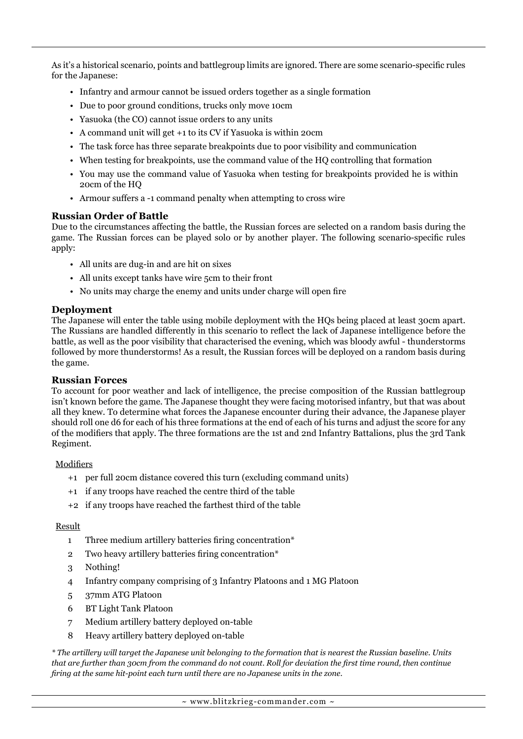As it's a historical scenario, points and battlegroup limits are ignored. There are some scenario-specific rules for the Japanese:

- Infantry and armour cannot be issued orders together as a single formation
- Due to poor ground conditions, trucks only move 10cm
- Yasuoka (the CO) cannot issue orders to any units
- A command unit will get +1 to its CV if Yasuoka is within 20cm
- The task force has three separate breakpoints due to poor visibility and communication
- When testing for breakpoints, use the command value of the HQ controlling that formation
- You may use the command value of Yasuoka when testing for breakpoints provided he is within 20cm of the HQ
- Armour suffers a -1 command penalty when attempting to cross wire

### Russian Order of Battle

Due to the circumstances affecting the battle, the Russian forces are selected on a random basis during the game. The Russian forces can be played solo or by another player. The following scenario-specific rules apply:

- All units are dug-in and are hit on sixes
- All units except tanks have wire 5cm to their front
- No units may charge the enemy and units under charge will open fire

### Deployment

The Japanese will enter the table using mobile deployment with the HQs being placed at least 30cm apart. The Russians are handled differently in this scenario to reflect the lack of Japanese intelligence before the battle, as well as the poor visibility that characterised the evening, which was bloody awful - thunderstorms followed by more thunderstorms! As a result, the Russian forces will be deployed on a random basis during the game.

### Russian Forces

To account for poor weather and lack of intelligence, the precise composition of the Russian battlegroup isn't known before the game. The Japanese thought they were facing motorised infantry, but that was about all they knew. To determine what forces the Japanese encounter during their advance, the Japanese player should roll one d6 for each of his three formations at the end of each of his turns and adjust the score for any of the modifiers that apply. The three formations are the 1st and 2nd Infantry Battalions, plus the 3rd Tank Regiment.

Modifiers

- +1 per full 20cm distance covered this turn (excluding command units)
- +1 if any troops have reached the centre third of the table
- +2 if any troops have reached the farthest third of the table

Result

1. Three medium artillery batteries firing concentration*
2. Two heavy artillery batteries firing concentration*
3. Nothing!
4. Infantry company comprising of 3 Infantry Platoons and 1 MG Platoon
5. 37mm ATG Platoon
6. BT Light Tank Platoon
7. Medium artillery battery deployed on-table
8. Heavy artillery battery deployed on-table

*\* The artillery will target the Japanese unit belonging to the formation that is nearest the Russian baseline. Units that are further than 30cm from the command do not count. Roll for deviation the first time round, then continue firing at the same hit-point each turn until there are no Japanese units in the zone.*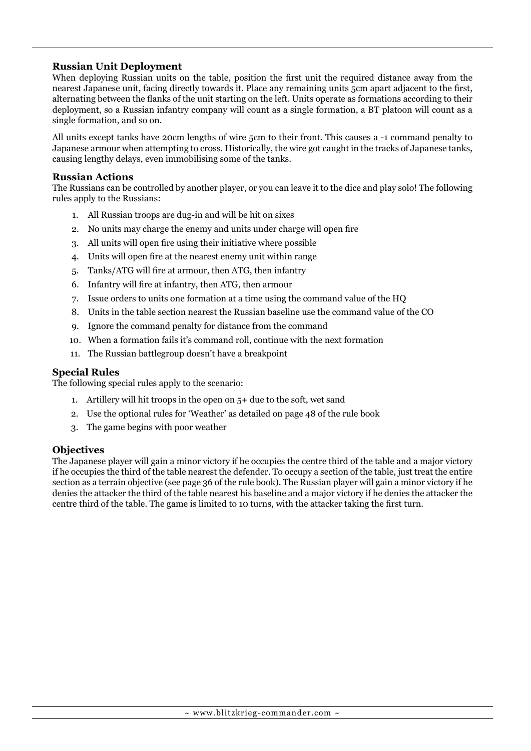### Russian Unit Deployment

When deploying Russian units on the table, position the first unit the required distance away from the nearest Japanese unit, facing directly towards it. Place any remaining units 5cm apart adjacent to the first, alternating between the flanks of the unit starting on the left. Units operate as formations according to their deployment, so a Russian infantry company will count as a single formation, a BT platoon will count as a single formation, and so on.

All units except tanks have 20cm lengths of wire 5cm to their front. This causes a -1 command penalty to Japanese armour when attempting to cross. Historically, the wire got caught in the tracks of Japanese tanks, causing lengthy delays, even immobilising some of the tanks.

### Russian Actions

The Russians can be controlled by another player, or you can leave it to the dice and play solo! The following rules apply to the Russians:

1. All Russian troops are dug-in and will be hit on sixes
2. No units may charge the enemy and units under charge will open fire
3. All units will open fire using their initiative where possible
4. Units will open fire at the nearest enemy unit within range
5. Tanks/ATG will fire at armour, then ATG, then infantry
6. Infantry will fire at infantry, then ATG, then armour
7. Issue orders to units one formation at a time using the command value of the HQ
8. Units in the table section nearest the Russian baseline use the command value of the CO
9. Ignore the command penalty for distance from the command
10. When a formation fails it's command roll, continue with the next formation
11. The Russian battlegroup doesn't have a breakpoint

### Special Rules

The following special rules apply to the scenario:

1. Artillery will hit troops in the open on 5+ due to the soft, wet sand
2. Use the optional rules for 'Weather' as detailed on page 48 of the rule book
3. The game begins with poor weather

### Objectives

The Japanese player will gain a minor victory if he occupies the centre third of the table and a major victory if he occupies the third of the table nearest the defender. To occupy a section of the table, just treat the entire section as a terrain objective (see page 36 of the rule book). The Russian player will gain a minor victory if he denies the attacker the third of the table nearest his baseline and a major victory if he denies the attacker the centre third of the table. The game is limited to 10 turns, with the attacker taking the first turn.